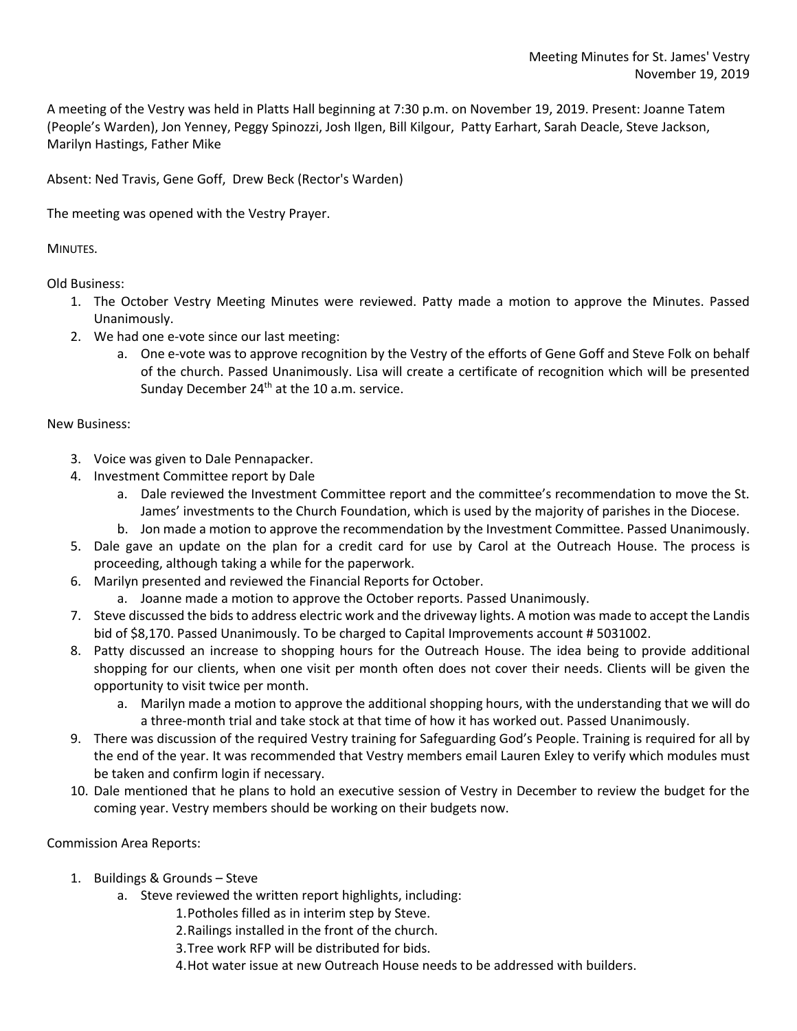Meeting Minutes for St. James' Vestry
November 19, 2019

A meeting of the Vestry was held in Platts Hall beginning at 7:30 p.m. on November 19, 2019. Present: Joanne Tatem (People's Warden), Jon Yenney, Peggy Spinozzi, Josh Ilgen, Bill Kilgour, Patty Earhart, Sarah Deacle, Steve Jackson, Marilyn Hastings, Father Mike

Absent: Ned Travis, Gene Goff, Drew Beck (Rector's Warden)

The meeting was opened with the Vestry Prayer.

MINUTES.

Old Business:

1. The October Vestry Meeting Minutes were reviewed. Patty made a motion to approve the Minutes. Passed Unanimously.
2. We had one e-vote since our last meeting:
   a. One e-vote was to approve recognition by the Vestry of the efforts of Gene Goff and Steve Folk on behalf of the church. Passed Unanimously. Lisa will create a certificate of recognition which will be presented Sunday December 24th at the 10 a.m. service.

New Business:

3. Voice was given to Dale Pennapacker.
4. Investment Committee report by Dale
   a. Dale reviewed the Investment Committee report and the committee's recommendation to move the St. James' investments to the Church Foundation, which is used by the majority of parishes in the Diocese.
   b. Jon made a motion to approve the recommendation by the Investment Committee. Passed Unanimously.
5. Dale gave an update on the plan for a credit card for use by Carol at the Outreach House. The process is proceeding, although taking a while for the paperwork.
6. Marilyn presented and reviewed the Financial Reports for October.
   a. Joanne made a motion to approve the October reports. Passed Unanimously.
7. Steve discussed the bids to address electric work and the driveway lights. A motion was made to accept the Landis bid of $8,170. Passed Unanimously. To be charged to Capital Improvements account # 5031002.
8. Patty discussed an increase to shopping hours for the Outreach House. The idea being to provide additional shopping for our clients, when one visit per month often does not cover their needs. Clients will be given the opportunity to visit twice per month.
   a. Marilyn made a motion to approve the additional shopping hours, with the understanding that we will do a three-month trial and take stock at that time of how it has worked out. Passed Unanimously.
9. There was discussion of the required Vestry training for Safeguarding God's People. Training is required for all by the end of the year. It was recommended that Vestry members email Lauren Exley to verify which modules must be taken and confirm login if necessary.
10. Dale mentioned that he plans to hold an executive session of Vestry in December to review the budget for the coming year. Vestry members should be working on their budgets now.

Commission Area Reports:

1. Buildings & Grounds – Steve
   a. Steve reviewed the written report highlights, including:
      1. Potholes filled as in interim step by Steve.
      2. Railings installed in the front of the church.
      3. Tree work RFP will be distributed for bids.
      4. Hot water issue at new Outreach House needs to be addressed with builders.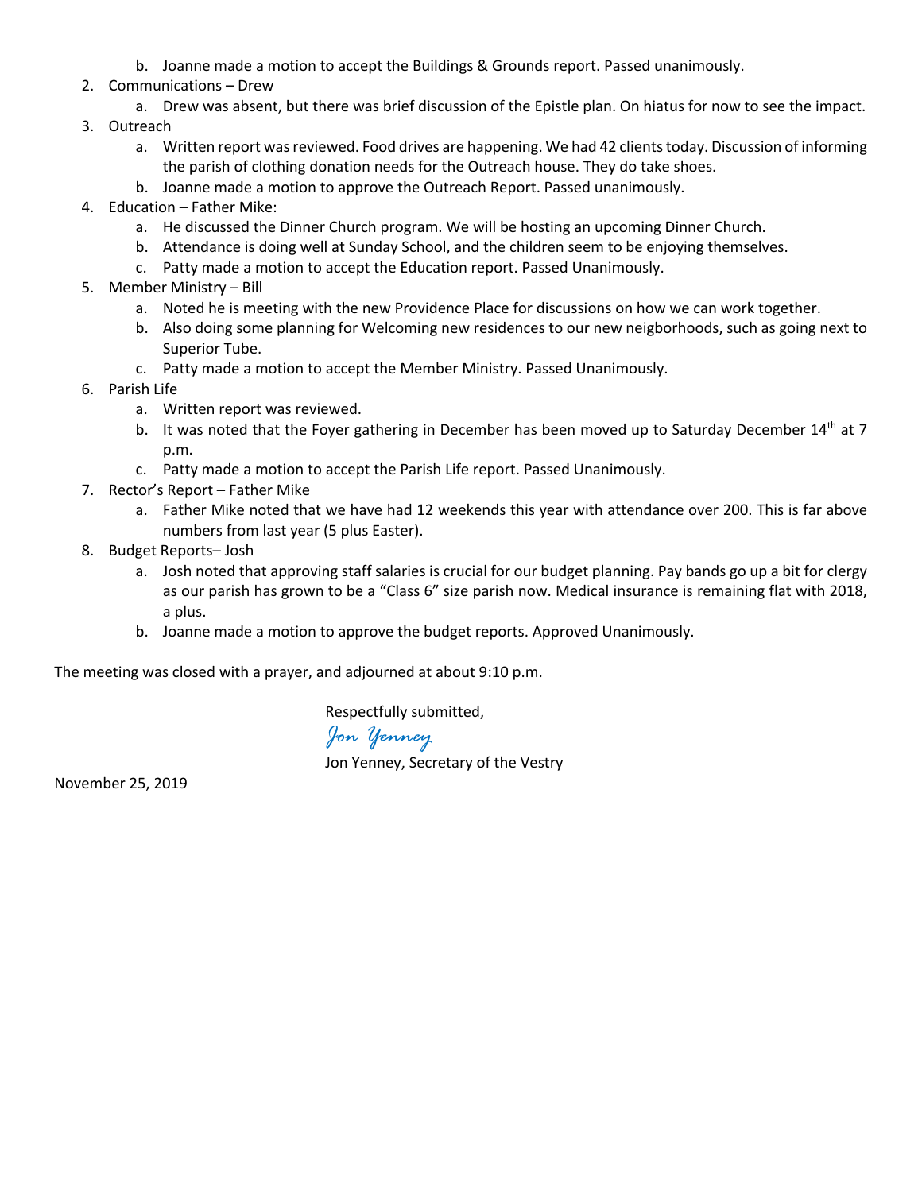b. Joanne made a motion to accept the Buildings & Grounds report. Passed unanimously.

2. Communications – Drew
   a. Drew was absent, but there was brief discussion of the Epistle plan. On hiatus for now to see the impact.
3. Outreach
   a. Written report was reviewed. Food drives are happening. We had 42 clients today. Discussion of informing the parish of clothing donation needs for the Outreach house. They do take shoes.
   b. Joanne made a motion to approve the Outreach Report. Passed unanimously.
4. Education – Father Mike:
   a. He discussed the Dinner Church program. We will be hosting an upcoming Dinner Church.
   b. Attendance is doing well at Sunday School, and the children seem to be enjoying themselves.
   c. Patty made a motion to accept the Education report. Passed Unanimously.
5. Member Ministry – Bill
   a. Noted he is meeting with the new Providence Place for discussions on how we can work together.
   b. Also doing some planning for Welcoming new residences to our new neigborhoods, such as going next to Superior Tube.
   c. Patty made a motion to accept the Member Ministry. Passed Unanimously.
6. Parish Life
   a. Written report was reviewed.
   b. It was noted that the Foyer gathering in December has been moved up to Saturday December 14th at 7 p.m.
   c. Patty made a motion to accept the Parish Life report. Passed Unanimously.
7. Rector's Report – Father Mike
   a. Father Mike noted that we have had 12 weekends this year with attendance over 200. This is far above numbers from last year (5 plus Easter).
8. Budget Reports– Josh
   a. Josh noted that approving staff salaries is crucial for our budget planning. Pay bands go up a bit for clergy as our parish has grown to be a "Class 6" size parish now. Medical insurance is remaining flat with 2018, a plus.
   b. Joanne made a motion to approve the budget reports. Approved Unanimously.

The meeting was closed with a prayer, and adjourned at about 9:10 p.m.

Respectfully submitted,

*Jon Yenney*

Jon Yenney, Secretary of the Vestry

November 25, 2019